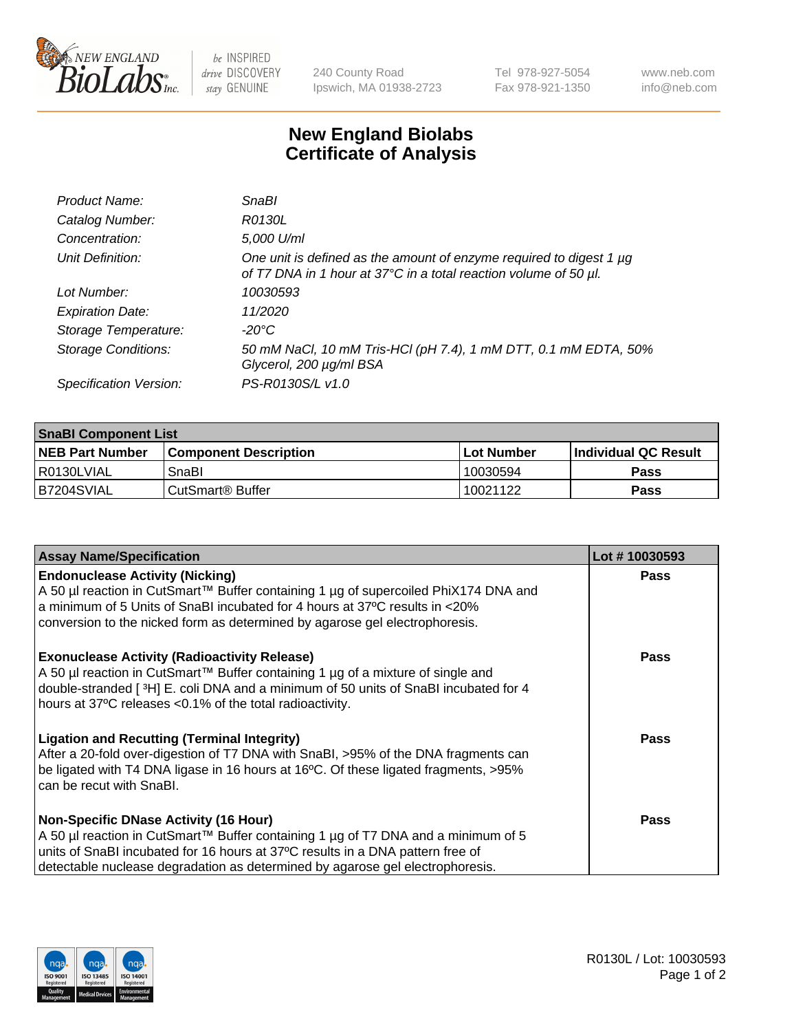# New England Biolabs Certificate of Analysis

| | |
|---|---|
| *Product Name:* | *SnaBI* |
| *Catalog Number:* | *R0130L* |
| *Concentration:* | *5,000 U/ml* |
| *Unit Definition:* | *One unit is defined as the amount of enzyme required to digest 1 µg of T7 DNA in 1 hour at 37°C in a total reaction volume of 50 µl.* |
| *Lot Number:* | *10030593* |
| *Expiration Date:* | *11/2020* |
| *Storage Temperature:* | *-20°C* |
| *Storage Conditions:* | *50 mM NaCl, 10 mM Tris-HCl (pH 7.4), 1 mM DTT, 0.1 mM EDTA, 50% Glycerol, 200 µg/ml BSA* |
| *Specification Version:* | *PS-R0130S/L v1.0* |

| SnaBI Component List | | | |
|---|---|---|---|
| **NEB Part Number** | **Component Description** | **Lot Number** | **Individual QC Result** |
| R0130LVIAL | SnaBI | 10030594 | **Pass** |
| B7204SVIAL | CutSmart® Buffer | 10021122 | **Pass** |

| Assay Name/Specification | Lot # 10030593 |
|---|---|
| **Endonuclease Activity (Nicking)** A 50 µl reaction in CutSmart™ Buffer containing 1 µg of supercoiled PhiX174 DNA and a minimum of 5 Units of SnaBI incubated for 4 hours at 37ºC results in <20% conversion to the nicked form as determined by agarose gel electrophoresis. | **Pass** |
| **Exonuclease Activity (Radioactivity Release)** A 50 µl reaction in CutSmart™ Buffer containing 1 µg of a mixture of single and double-stranded [ $^3$H] E. coli DNA and a minimum of 50 units of SnaBI incubated for 4 hours at 37ºC releases <0.1% of the total radioactivity. | **Pass** |
| **Ligation and Recutting (Terminal Integrity)** After a 20-fold over-digestion of T7 DNA with SnaBI, >95% of the DNA fragments can be ligated with T4 DNA ligase in 16 hours at 16ºC. Of these ligated fragments, >95% can be recut with SnaBI. | **Pass** |
| **Non-Specific DNase Activity (16 Hour)** A 50 µl reaction in CutSmart™ Buffer containing 1 µg of T7 DNA and a minimum of 5 units of SnaBI incubated for 16 hours at 37ºC results in a DNA pattern free of detectable nuclease degradation as determined by agarose gel electrophoresis. | **Pass** |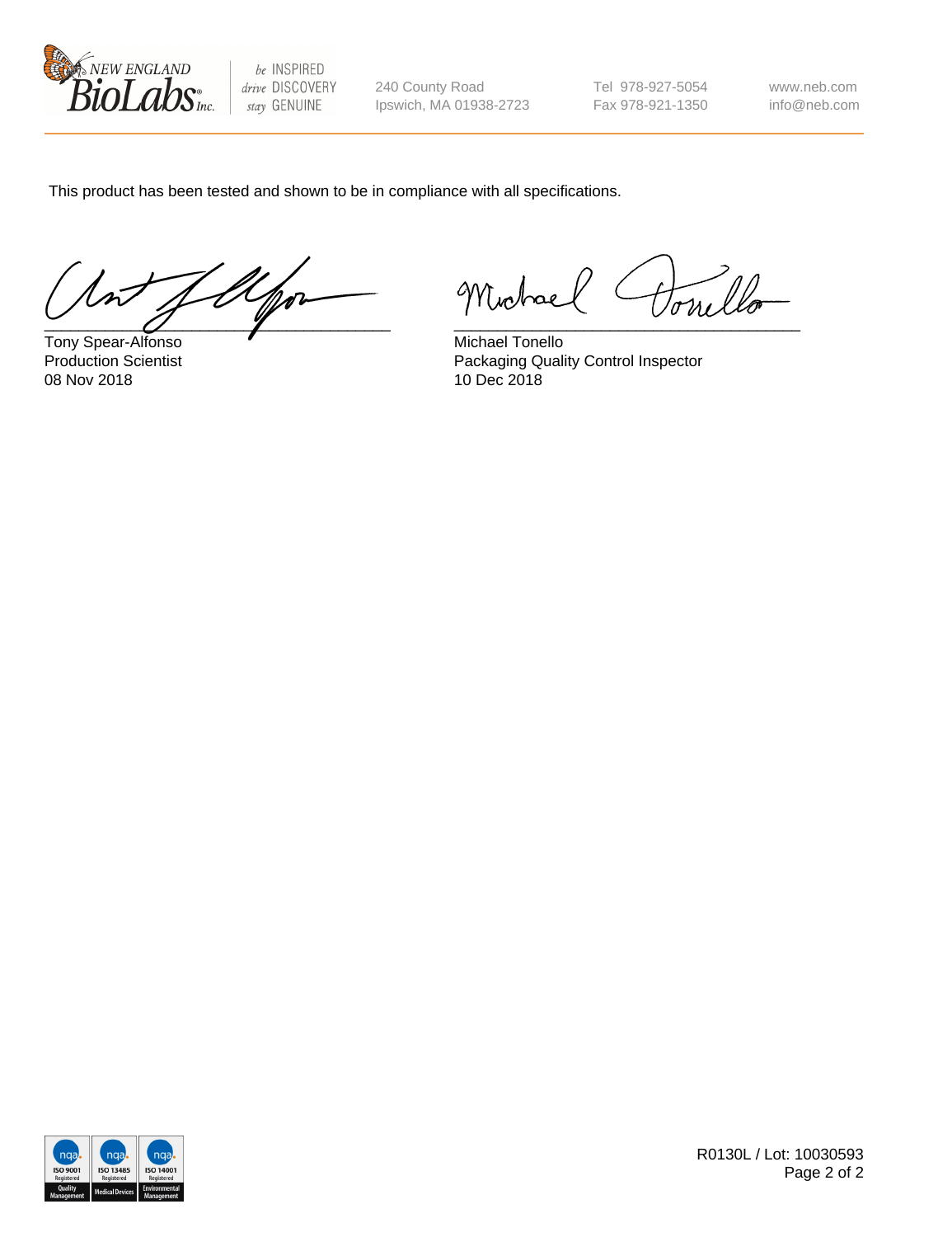This product has been tested and shown to be in compliance with all specifications.

Tony Spear-Alfonso
Production Scientist
08 Nov 2018

Michael Tonello
Packaging Quality Control Inspector
10 Dec 2018

R0130L / Lot: 10030593